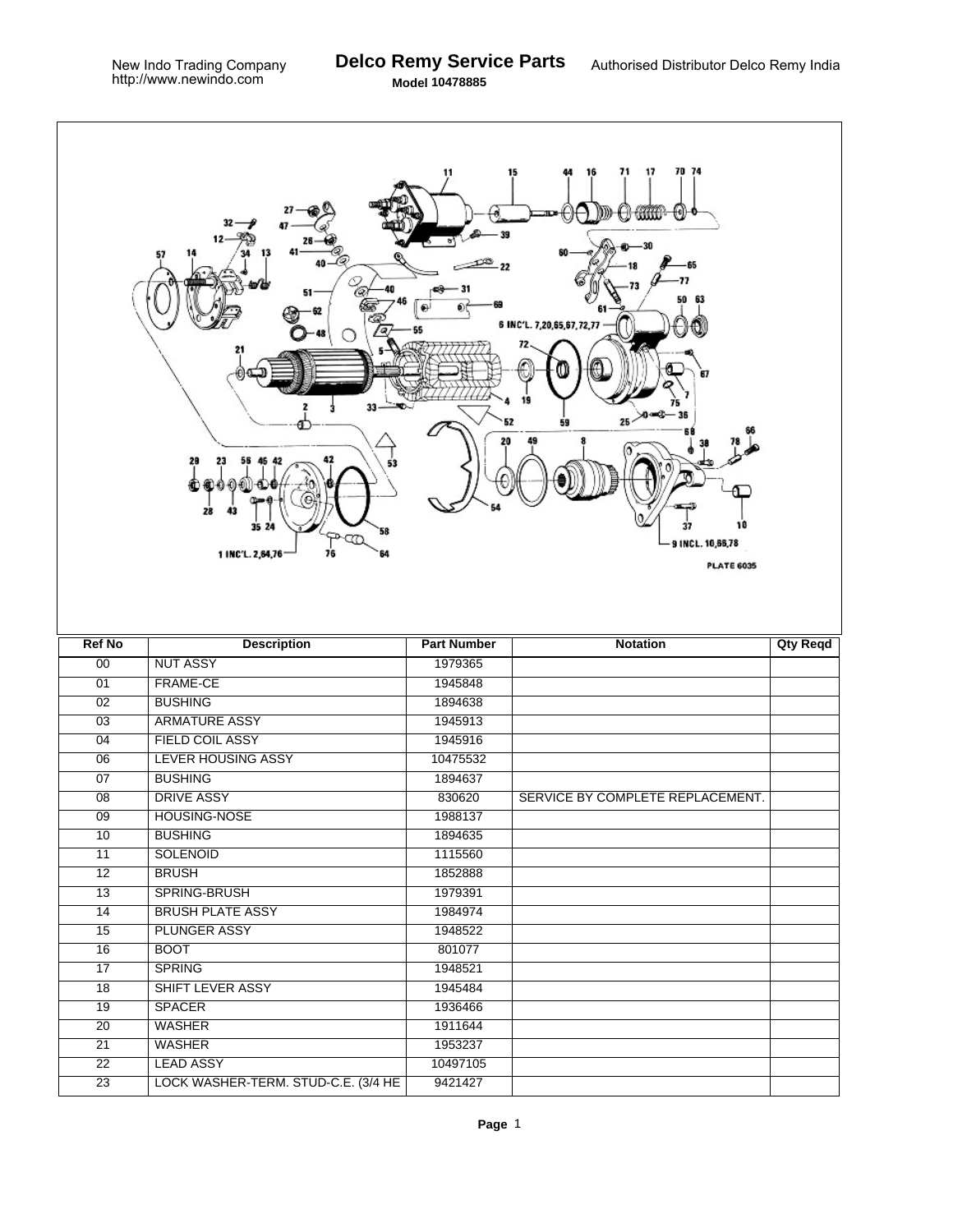New Indo Trading Company
http://www.newindo.com

# Delco Remy Service Parts

**Model 10478885**

Authorised Distributor Delco Remy India

| Ref No | Description | Part Number | Notation | Qty Reqd |
|---|---|---|---|---|
| 00 | NUT ASSY | 1979365 | | |
| 01 | FRAME-CE | 1945848 | | |
| 02 | BUSHING | 1894638 | | |
| 03 | ARMATURE ASSY | 1945913 | | |
| 04 | FIELD COIL ASSY | 1945916 | | |
| 06 | LEVER HOUSING ASSY | 10475532 | | |
| 07 | BUSHING | 1894637 | | |
| 08 | DRIVE ASSY | 830620 | SERVICE BY COMPLETE REPLACEMENT. | |
| 09 | HOUSING-NOSE | 1988137 | | |
| 10 | BUSHING | 1894635 | | |
| 11 | SOLENOID | 1115560 | | |
| 12 | BRUSH | 1852888 | | |
| 13 | SPRING-BRUSH | 1979391 | | |
| 14 | BRUSH PLATE ASSY | 1984974 | | |
| 15 | PLUNGER ASSY | 1948522 | | |
| 16 | BOOT | 801077 | | |
| 17 | SPRING | 1948521 | | |
| 18 | SHIFT LEVER ASSY | 1945484 | | |
| 19 | SPACER | 1936466 | | |
| 20 | WASHER | 1911644 | | |
| 21 | WASHER | 1953237 | | |
| 22 | LEAD ASSY | 10497105 | | |
| 23 | LOCK WASHER-TERM. STUD-C.E. (3/4 HE | 9421427 | | |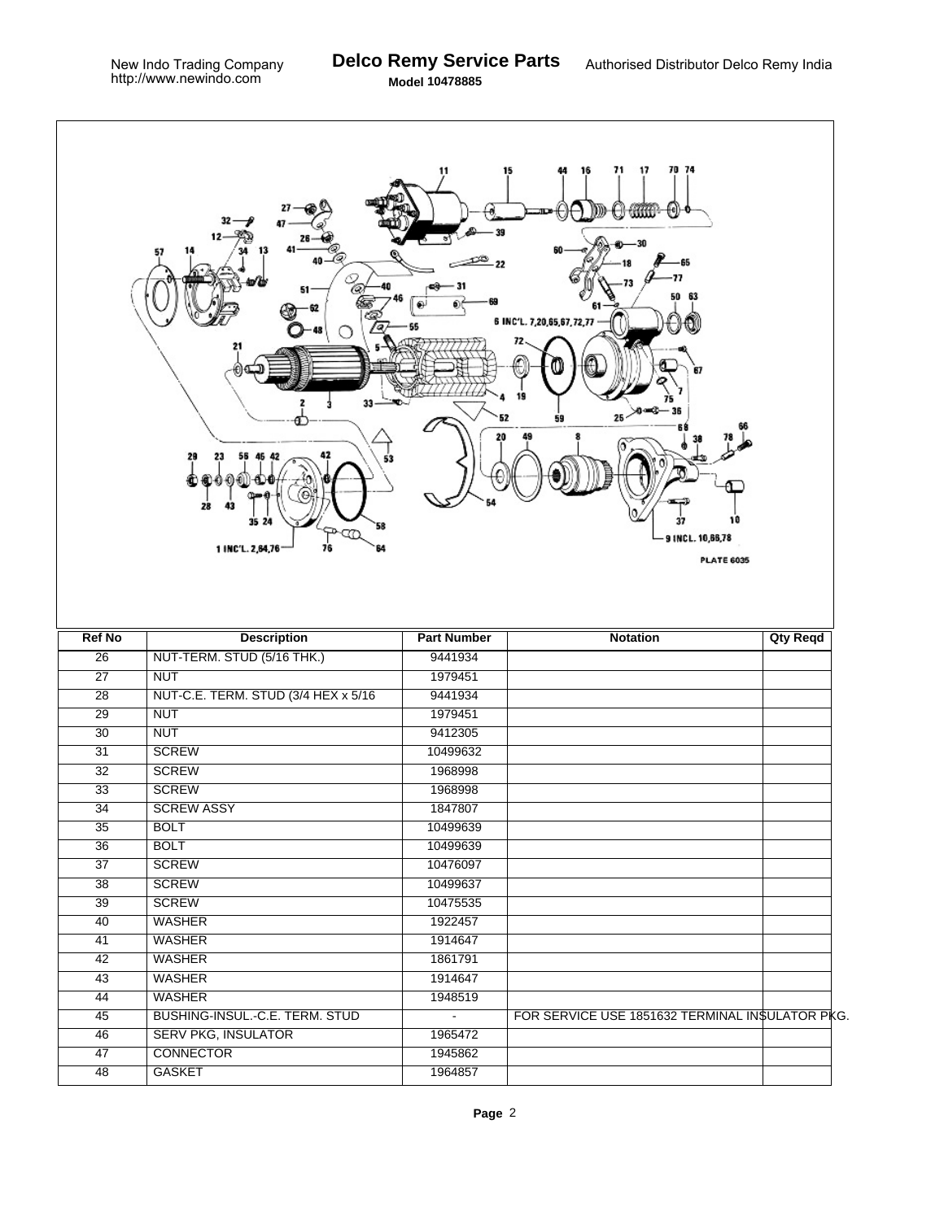| Ref No | Description | Part Number | Notation | Qty Reqd |
|---|---|---|---|---|
| 26 | NUT-TERM. STUD (5/16 THK.) | 9441934 | | |
| 27 | NUT | 1979451 | | |
| 28 | NUT-C.E. TERM. STUD (3/4 HEX x 5/16 | 9441934 | | |
| 29 | NUT | 1979451 | | |
| 30 | NUT | 9412305 | | |
| 31 | SCREW | 10499632 | | |
| 32 | SCREW | 1968998 | | |
| 33 | SCREW | 1968998 | | |
| 34 | SCREW ASSY | 1847807 | | |
| 35 | BOLT | 10499639 | | |
| 36 | BOLT | 10499639 | | |
| 37 | SCREW | 10476097 | | |
| 38 | SCREW | 10499637 | | |
| 39 | SCREW | 10475535 | | |
| 40 | WASHER | 1922457 | | |
| 41 | WASHER | 1914647 | | |
| 42 | WASHER | 1861791 | | |
| 43 | WASHER | 1914647 | | |
| 44 | WASHER | 1948519 | | |
| 45 | BUSHING-INSUL.-C.E. TERM. STUD | - | FOR SERVICE USE 1851632 TERMINAL INSULATOR PKG. | |
| 46 | SERV PKG, INSULATOR | 1965472 | | |
| 47 | CONNECTOR | 1945862 | | |
| 48 | GASKET | 1964857 | | |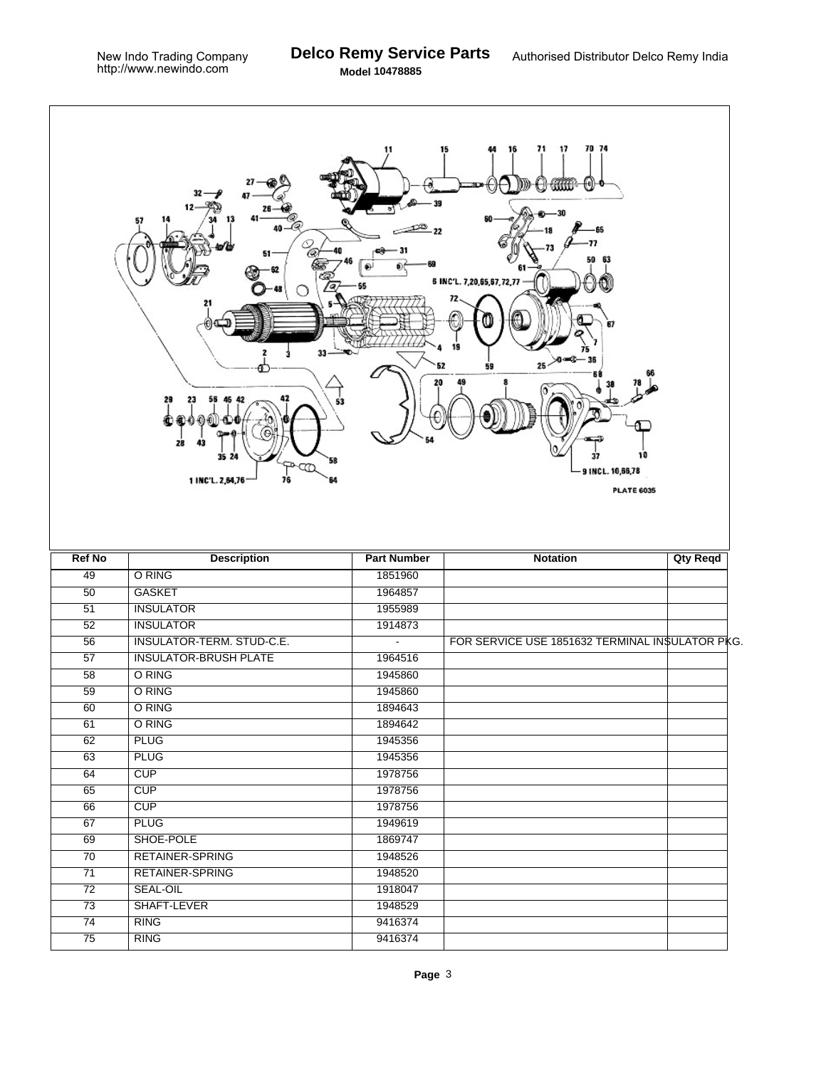| Ref No | Description | Part Number | Notation | Qty Reqd |
| --- | --- | --- | --- | --- |
| 49 | O RING | 1851960 | | |
| 50 | GASKET | 1964857 | | |
| 51 | INSULATOR | 1955989 | | |
| 52 | INSULATOR | 1914873 | | |
| 56 | INSULATOR-TERM. STUD-C.E. | - | FOR SERVICE USE 1851632 TERMINAL INSULATOR PKG. | |
| 57 | INSULATOR-BRUSH PLATE | 1964516 | | |
| 58 | O RING | 1945860 | | |
| 59 | O RING | 1945860 | | |
| 60 | O RING | 1894643 | | |
| 61 | O RING | 1894642 | | |
| 62 | PLUG | 1945356 | | |
| 63 | PLUG | 1945356 | | |
| 64 | CUP | 1978756 | | |
| 65 | CUP | 1978756 | | |
| 66 | CUP | 1978756 | | |
| 67 | PLUG | 1949619 | | |
| 69 | SHOE-POLE | 1869747 | | |
| 70 | RETAINER-SPRING | 1948526 | | |
| 71 | RETAINER-SPRING | 1948520 | | |
| 72 | SEAL-OIL | 1918047 | | |
| 73 | SHAFT-LEVER | 1948529 | | |
| 74 | RING | 9416374 | | |
| 75 | RING | 9416374 | | |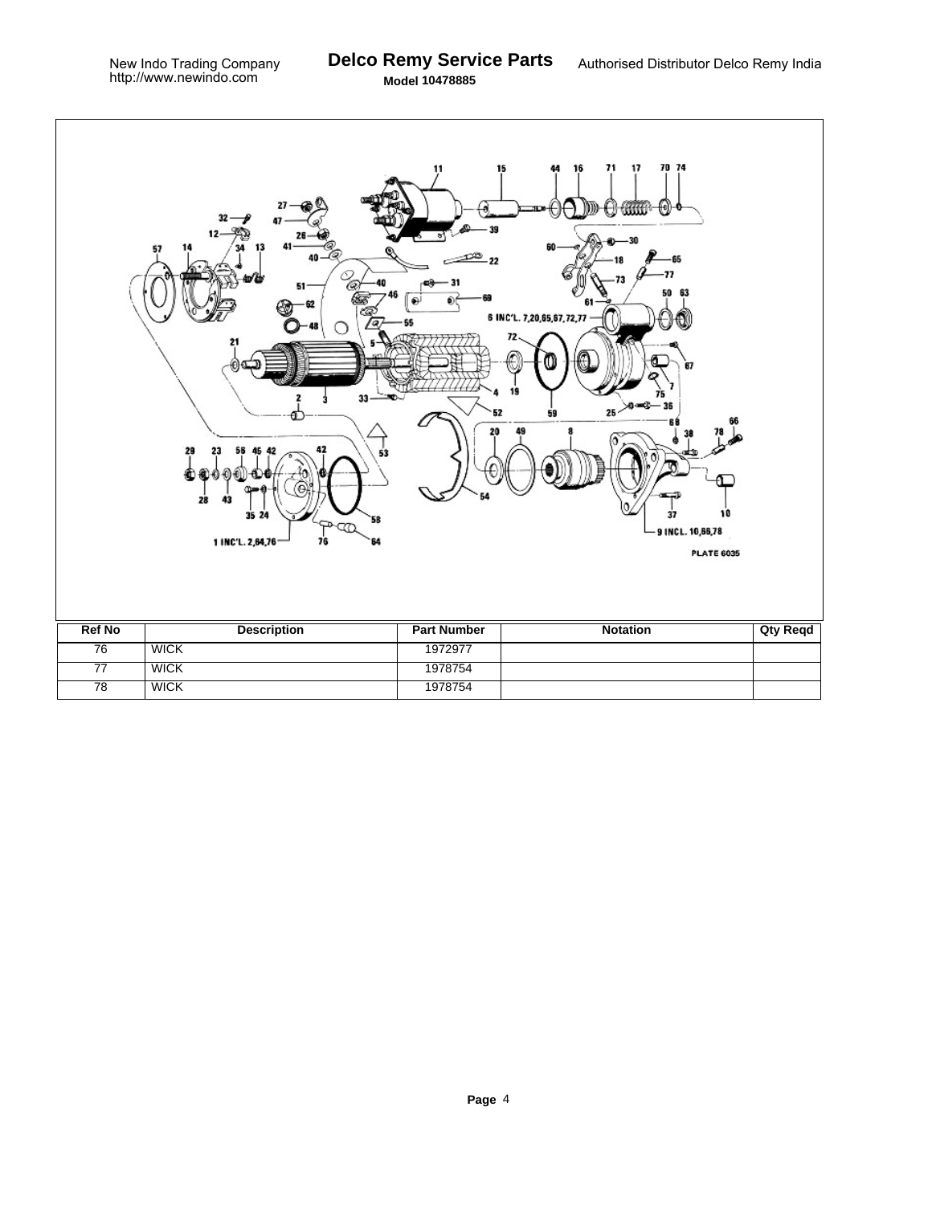| Ref No | Description | Part Number | Notation | Qty Reqd |
|---|---|---|---|---|
| 76 | WICK | 1972977 | | |
| 77 | WICK | 1978754 | | |
| 78 | WICK | 1978754 | | |